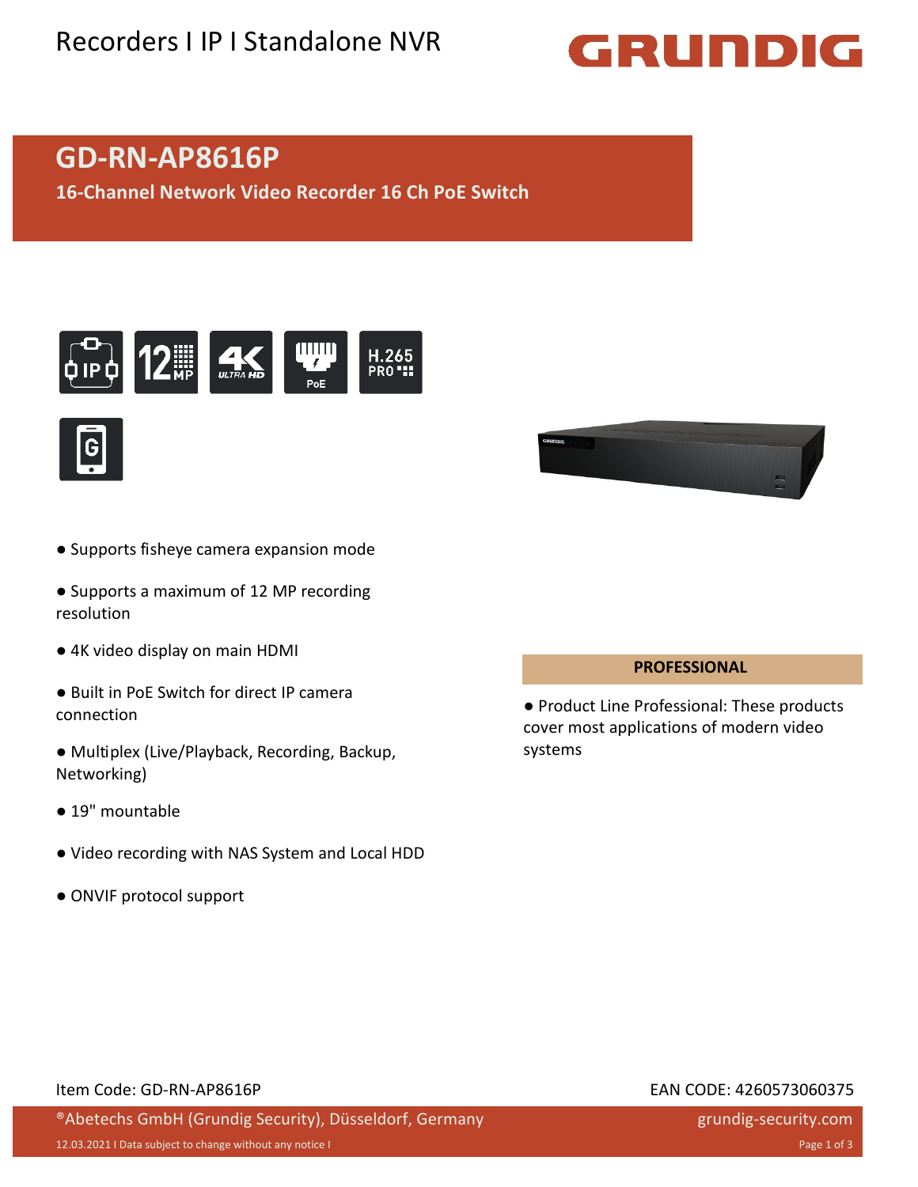Recorders I IP I Standalone NVR

# GD-RN-AP8616P

## 16-Channel Network Video Recorder 16 Ch PoE Switch

- Supports fisheye camera expansion mode
- Supports a maximum of 12 MP recording resolution
- 4K video display on main HDMI
- Built in PoE Switch for direct IP camera connection
- Multiplex (Live/Playback, Recording, Backup, Networking)
- 19" mountable
- Video recording with NAS System and Local HDD
- ONVIF protocol support

**PROFESSIONAL**

- Product Line Professional: These products cover most applications of modern video systems

Item Code: GD-RN-AP8616P

EAN CODE: 4260573060375

®Abetechs GmbH (Grundig Security), Düsseldorf, Germany

grundig-security.com

12.03.2021 I Data subject to change without any notice I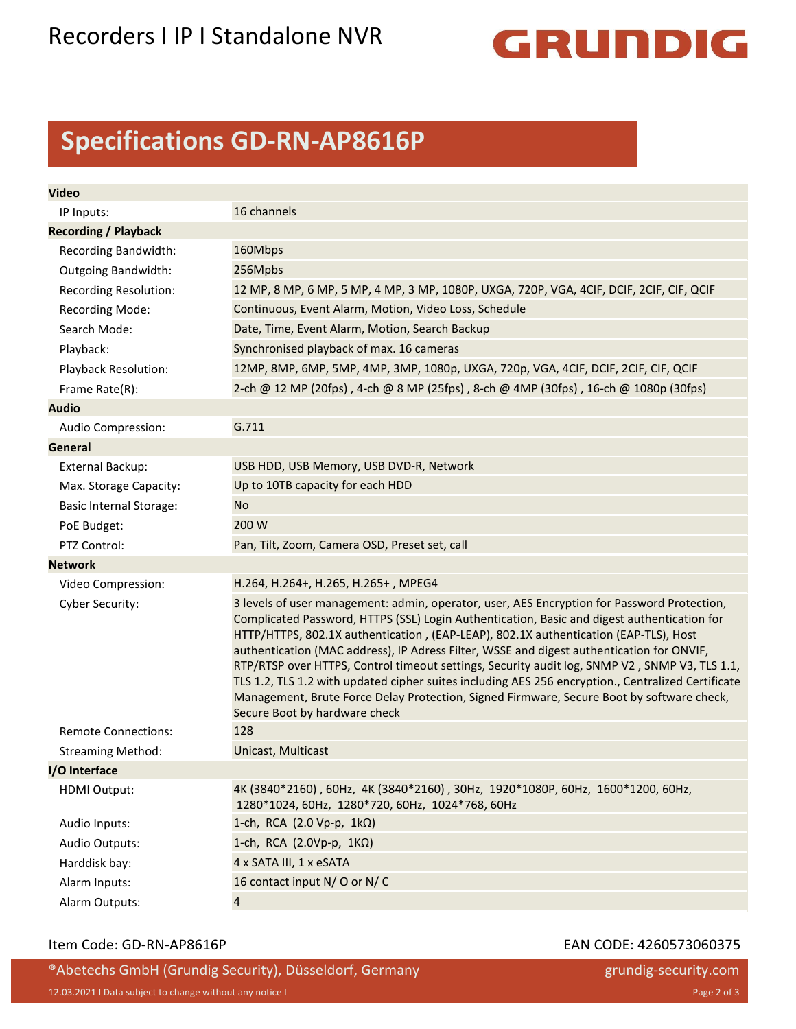# Recorders I IP I Standalone NVR

## Specifications GD-RN-AP8616P

| | |
|---|---|
| **Video** | |
| IP Inputs: | 16 channels |
| **Recording / Playback** | |
| Recording Bandwidth: | 160Mbps |
| Outgoing Bandwidth: | 256Mpbs |
| Recording Resolution: | 12 MP, 8 MP, 6 MP, 5 MP, 4 MP, 3 MP, 1080P, UXGA, 720P, VGA, 4CIF, DCIF, 2CIF, CIF, QCIF |
| Recording Mode: | Continuous, Event Alarm, Motion, Video Loss, Schedule |
| Search Mode: | Date, Time, Event Alarm, Motion, Search Backup |
| Playback: | Synchronised playback of max. 16 cameras |
| Playback Resolution: | 12MP, 8MP, 6MP, 5MP, 4MP, 3MP, 1080p, UXGA, 720p, VGA, 4CIF, DCIF, 2CIF, CIF, QCIF |
| Frame Rate(R): | 2-ch @ 12 MP (20fps) , 4-ch @ 8 MP (25fps) , 8-ch @ 4MP (30fps) , 16-ch @ 1080p (30fps) |
| **Audio** | |
| Audio Compression: | G.711 |
| **General** | |
| External Backup: | USB HDD, USB Memory, USB DVD-R, Network |
| Max. Storage Capacity: | Up to 10TB capacity for each HDD |
| Basic Internal Storage: | No |
| PoE Budget: | 200 W |
| PTZ Control: | Pan, Tilt, Zoom, Camera OSD, Preset set, call |
| **Network** | |
| Video Compression: | H.264, H.264+, H.265, H.265+ , MPEG4 |
| Cyber Security: | 3 levels of user management: admin, operator, user, AES Encryption for Password Protection, Complicated Password, HTTPS (SSL) Login Authentication, Basic and digest authentication for HTTP/HTTPS, 802.1X authentication , (EAP-LEAP), 802.1X authentication (EAP-TLS), Host authentication (MAC address), IP Adress Filter, WSSE and digest authentication for ONVIF, RTP/RTSP over HTTPS, Control timeout settings, Security audit log, SNMP V2 , SNMP V3, TLS 1.1, TLS 1.2, TLS 1.2 with updated cipher suites including AES 256 encryption., Centralized Certificate Management, Brute Force Delay Protection, Signed Firmware, Secure Boot by software check, Secure Boot by hardware check |
| Remote Connections: | 128 |
| Streaming Method: | Unicast, Multicast |
| **I/O Interface** | |
| HDMI Output: | 4K (3840*2160) , 60Hz, 4K (3840*2160) , 30Hz, 1920*1080P, 60Hz, 1600*1200, 60Hz, 1280*1024, 60Hz, 1280*720, 60Hz, 1024*768, 60Hz |
| Audio Inputs: | 1-ch, RCA (2.0 Vp-p, 1kΩ) |
| Audio Outputs: | 1-ch, RCA (2.0Vp-p, 1KΩ) |
| Harddisk bay: | 4 x SATA III, 1 x eSATA |
| Alarm Inputs: | 16 contact input N/ O or N/ C |
| Alarm Outputs: | 4 |

Item Code: GD-RN-AP8616P

EAN CODE: 4260573060375

®Abetechs GmbH (Grundig Security), Düsseldorf, Germany

grundig-security.com

12.03.2021 I Data subject to change without any notice I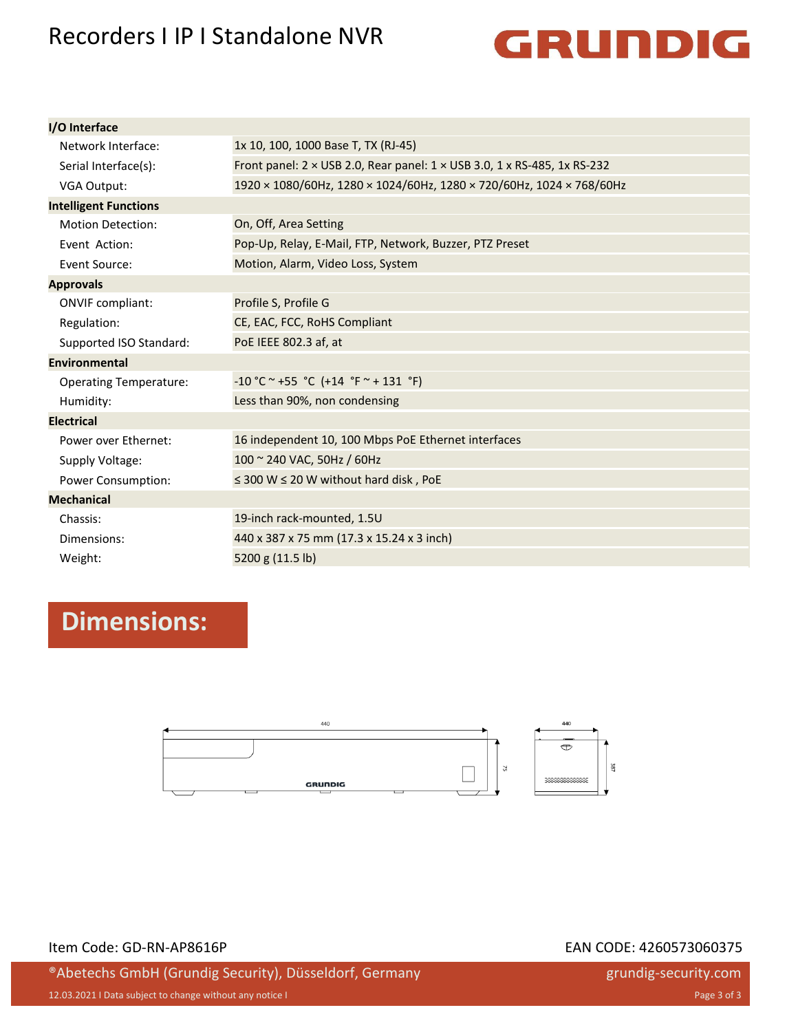| | |
|---|---|
| **I/O Interface** | |
| Network Interface: | 1x 10, 100, 1000 Base T, TX (RJ-45) |
| Serial Interface(s): | Front panel: 2 × USB 2.0, Rear panel: 1 × USB 3.0, 1 x RS-485, 1x RS-232 |
| VGA Output: | 1920 × 1080/60Hz, 1280 × 1024/60Hz, 1280 × 720/60Hz, 1024 × 768/60Hz |
| **Intelligent Functions** | |
| Motion Detection: | On, Off, Area Setting |
| Event Action: | Pop-Up, Relay, E-Mail, FTP, Network, Buzzer, PTZ Preset |
| Event Source: | Motion, Alarm, Video Loss, System |
| **Approvals** | |
| ONVIF compliant: | Profile S, Profile G |
| Regulation: | CE, EAC, FCC, RoHS Compliant |
| Supported ISO Standard: | PoE IEEE 802.3 af, at |
| **Environmental** | |
| Operating Temperature: | -10 °C ~ +55 °C (+14 °F ~ + 131 °F) |
| Humidity: | Less than 90%, non condensing |
| **Electrical** | |
| Power over Ethernet: | 16 independent 10, 100 Mbps PoE Ethernet interfaces |
| Supply Voltage: | 100 ~ 240 VAC, 50Hz / 60Hz |
| Power Consumption: | ≤ 300 W ≤ 20 W without hard disk , PoE |
| **Mechanical** | |
| Chassis: | 19-inch rack-mounted, 1.5U |
| Dimensions: | 440 x 387 x 75 mm (17.3 x 15.24 x 3 inch) |
| Weight: | 5200 g (11.5 lb) |

## Dimensions:

440

75

GRUNDIG

440

387

Item Code: GD-RN-AP8616P

EAN CODE: 4260573060375

®Abetechs GmbH (Grundig Security), Düsseldorf, Germany

grundig-security.com

12.03.2021 I Data subject to change without any notice I